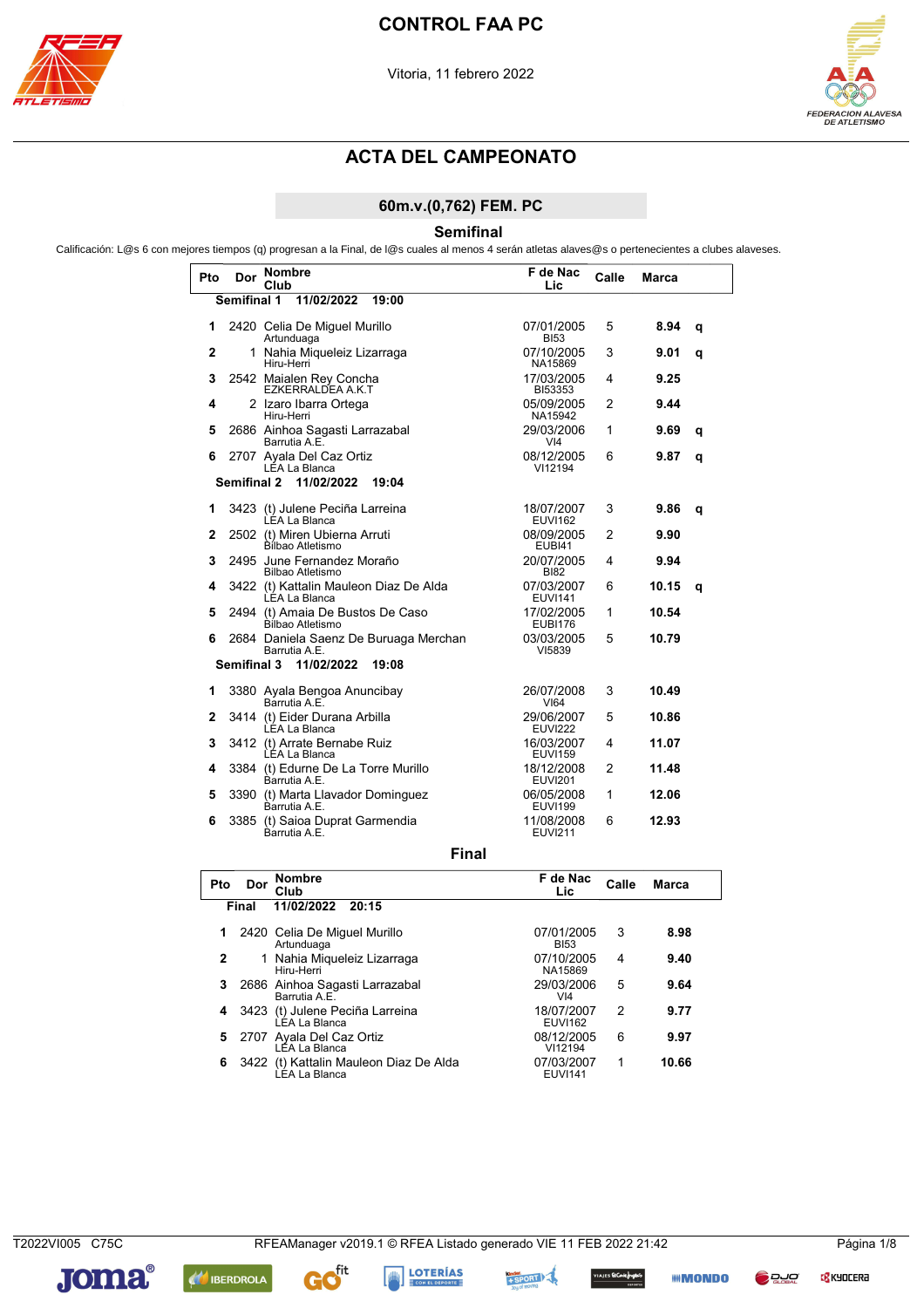# CONTROL FAA PC

Vitoria, 11 febrero 2022

## ACTA DEL CAMPEONATO

### 60m.v.(0,762) FEM. PC

### Semifinal

Calificación: L@s 6 con mejores tiempos (q) progresan a la Final, de l@s cuales al menos 4 serán atletas alaves@s o pertenecientes a clubes alaveses.

| Pto | Dor | Nombre / Club | F de Nac / Lic | Calle | Marca | |
|---|---|---|---|---|---|---|
| **Semifinal 1** | | **11/02/2022 19:00** | | | | |
| 1 | 2420 | Celia De Miguel Murillo / Artunduaga | 07/01/2005 / BI53 | 5 | **8.94** | **q** |
| 2 | 1 | Nahia Miqueleiz Lizarraga / Hiru-Herri | 07/10/2005 / NA15869 | 3 | **9.01** | **q** |
| 3 | 2542 | Maialen Rey Concha / EZKERRALDEA A.K.T | 17/03/2005 / BI53353 | 4 | **9.25** | |
| 4 | 2 | Izaro Ibarra Ortega / Hiru-Herri | 05/09/2005 / NA15942 | 2 | **9.44** | |
| 5 | 2686 | Ainhoa Sagasti Larrazabal / Barrutia A.E. | 29/03/2006 / VI4 | 1 | **9.69** | **q** |
| 6 | 2707 | Ayala Del Caz Ortiz / LEA La Blanca | 08/12/2005 / VI12194 | 6 | **9.87** | **q** |
| **Semifinal 2** | | **11/02/2022 19:04** | | | | |
| 1 | 3423 | (t) Julene Peciña Larreina / LEA La Blanca | 18/07/2007 / EUVI162 | 3 | **9.86** | **q** |
| 2 | 2502 | (t) Miren Ubierna Arruti / Bilbao Atletismo | 08/09/2005 / EUBI41 | 2 | **9.90** | |
| 3 | 2495 | June Fernandez Moraño / Bilbao Atletismo | 20/07/2005 / BI82 | 4 | **9.94** | |
| 4 | 3422 | (t) Kattalin Mauleon Diaz De Alda / LEA La Blanca | 07/03/2007 / EUVI141 | 6 | **10.15** | **q** |
| 5 | 2494 | (t) Amaia De Bustos De Caso / Bilbao Atletismo | 17/02/2005 / EUBI176 | 1 | **10.54** | |
| 6 | 2684 | Daniela Saenz De Buruaga Merchan / Barrutia A.E. | 03/03/2005 / VI5839 | 5 | **10.79** | |
| **Semifinal 3** | | **11/02/2022 19:08** | | | | |
| 1 | 3380 | Ayala Bengoa Anuncibay / Barrutia A.E. | 26/07/2008 / VI64 | 3 | **10.49** | |
| 2 | 3414 | (t) Eider Durana Arbilla / LEA La Blanca | 29/06/2007 / EUVI222 | 5 | **10.86** | |
| 3 | 3412 | (t) Arrate Bernabe Ruiz / LEA La Blanca | 16/03/2007 / EUVI159 | 4 | **11.07** | |
| 4 | 3384 | (t) Edurne De La Torre Murillo / Barrutia A.E. | 18/12/2008 / EUVI201 | 2 | **11.48** | |
| 5 | 3390 | (t) Marta Llavador Dominguez / Barrutia A.E. | 06/05/2008 / EUVI199 | 1 | **12.06** | |
| 6 | 3385 | (t) Saioa Duprat Garmendia / Barrutia A.E. | 11/08/2008 / EUVI211 | 6 | **12.93** | |

### Final

| Pto | Dor | Nombre / Club | F de Nac / Lic | Calle | Marca |
|---|---|---|---|---|---|
| **Final** | | **11/02/2022 20:15** | | | |
| 1 | 2420 | Celia De Miguel Murillo / Artunduaga | 07/01/2005 / BI53 | 3 | **8.98** |
| 2 | 1 | Nahia Miqueleiz Lizarraga / Hiru-Herri | 07/10/2005 / NA15869 | 4 | **9.40** |
| 3 | 2686 | Ainhoa Sagasti Larrazabal / Barrutia A.E. | 29/03/2006 / VI4 | 5 | **9.64** |
| 4 | 3423 | (t) Julene Peciña Larreina / LEA La Blanca | 18/07/2007 / EUVI162 | 2 | **9.77** |
| 5 | 2707 | Ayala Del Caz Ortiz / LEA La Blanca | 08/12/2005 / VI12194 | 6 | **9.97** |
| 6 | 3422 | (t) Kattalin Mauleon Diaz De Alda / LEA La Blanca | 07/03/2007 / EUVI141 | 1 | **10.66** |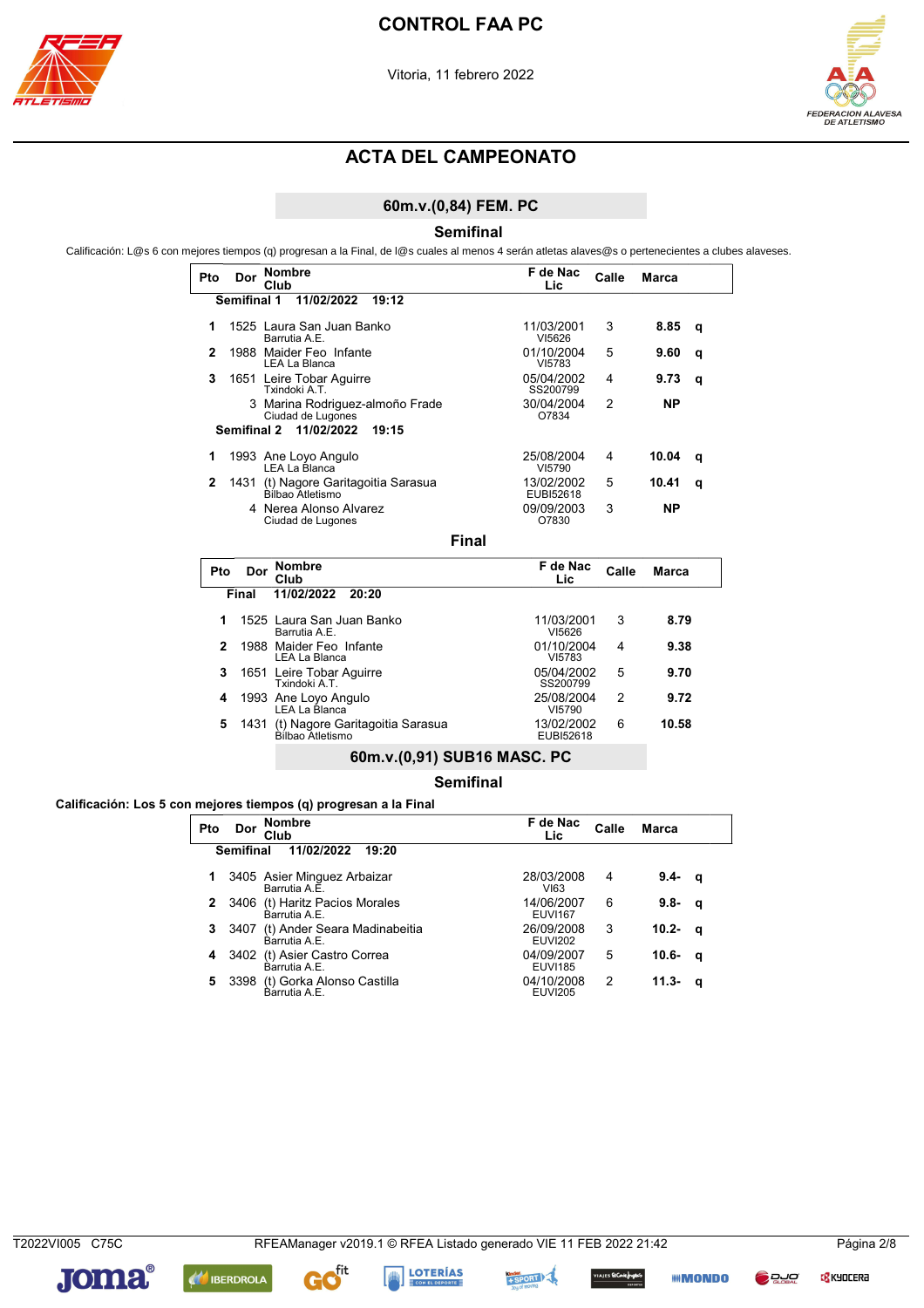# CONTROL FAA PC

Vitoria, 11 febrero 2022

## ACTA DEL CAMPEONATO

### 60m.v.(0,84) FEM. PC

#### Semifinal

Calificación: L@s 6 con mejores tiempos (q) progresan a la Final, de l@s cuales al menos 4 serán atletas alaves@s o pertenecientes a clubes alaveses.

| Pto | Dor | Nombre / Club | F de Nac / Lic | Calle | Marca | |
|---|---|---|---|---|---|---|
| **Semifinal 1** | | **11/02/2022 19:12** | | | | |
| 1 | 1525 | Laura San Juan Banko / Barrutia A.E. | 11/03/2001 / VI5626 | 3 | **8.85** | **q** |
| 2 | 1988 | Maider Feo Infante / LEA La Blanca | 01/10/2004 / VI5783 | 5 | **9.60** | **q** |
| 3 | 1651 | Leire Tobar Aguirre / Txindoki A.T. | 05/04/2002 / SS200799 | 4 | **9.73** | **q** |
| | 3 | Marina Rodriguez-almoño Frade / Ciudad de Lugones | 30/04/2004 / O7834 | 2 | **NP** | |
| **Semifinal 2** | | **11/02/2022 19:15** | | | | |
| 1 | 1993 | Ane Loyo Angulo / LEA La Blanca | 25/08/2004 / VI5790 | 4 | **10.04** | **q** |
| 2 | 1431 | (t) Nagore Garitagoitia Sarasua / Bilbao Atletismo | 13/02/2002 / EUBI52618 | 5 | **10.41** | **q** |
| | 4 | Nerea Alonso Alvarez / Ciudad de Lugones | 09/09/2003 / O7830 | 3 | **NP** | |

#### Final

| Pto | Dor | Nombre / Club | F de Nac / Lic | Calle | Marca |
|---|---|---|---|---|---|
| **Final** | | **11/02/2022 20:20** | | | |
| 1 | 1525 | Laura San Juan Banko / Barrutia A.E. | 11/03/2001 / VI5626 | 3 | **8.79** |
| 2 | 1988 | Maider Feo Infante / LEA La Blanca | 01/10/2004 / VI5783 | 4 | **9.38** |
| 3 | 1651 | Leire Tobar Aguirre / Txindoki A.T. | 05/04/2002 / SS200799 | 5 | **9.70** |
| 4 | 1993 | Ane Loyo Angulo / LEA La Blanca | 25/08/2004 / VI5790 | 2 | **9.72** |
| 5 | 1431 | (t) Nagore Garitagoitia Sarasua / Bilbao Atletismo | 13/02/2002 / EUBI52618 | 6 | **10.58** |

### 60m.v.(0,91) SUB16 MASC. PC

#### Semifinal

**Calificación: Los 5 con mejores tiempos (q) progresan a la Final**

| Pto | Dor | Nombre / Club | F de Nac / Lic | Calle | Marca | |
|---|---|---|---|---|---|---|
| **Semifinal** | | **11/02/2022 19:20** | | | | |
| 1 | 3405 | Asier Minguez Arbaizar / Barrutia A.E. | 28/03/2008 / VI63 | 4 | **9.4-** | **q** |
| 2 | 3406 | (t) Haritz Pacios Morales / Barrutia A.E. | 14/06/2007 / EUVI167 | 6 | **9.8-** | **q** |
| 3 | 3407 | (t) Ander Seara Madinabeitia / Barrutia A.E. | 26/09/2008 / EUVI202 | 3 | **10.2-** | **q** |
| 4 | 3402 | (t) Asier Castro Correa / Barrutia A.E. | 04/09/2007 / EUVI185 | 5 | **10.6-** | **q** |
| 5 | 3398 | (t) Gorka Alonso Castilla / Barrutia A.E. | 04/10/2008 / EUVI205 | 2 | **11.3-** | **q** |

T2022VI005 C75C RFEAManager v2019.1 © RFEA Listado generado VIE 11 FEB 2022 21:42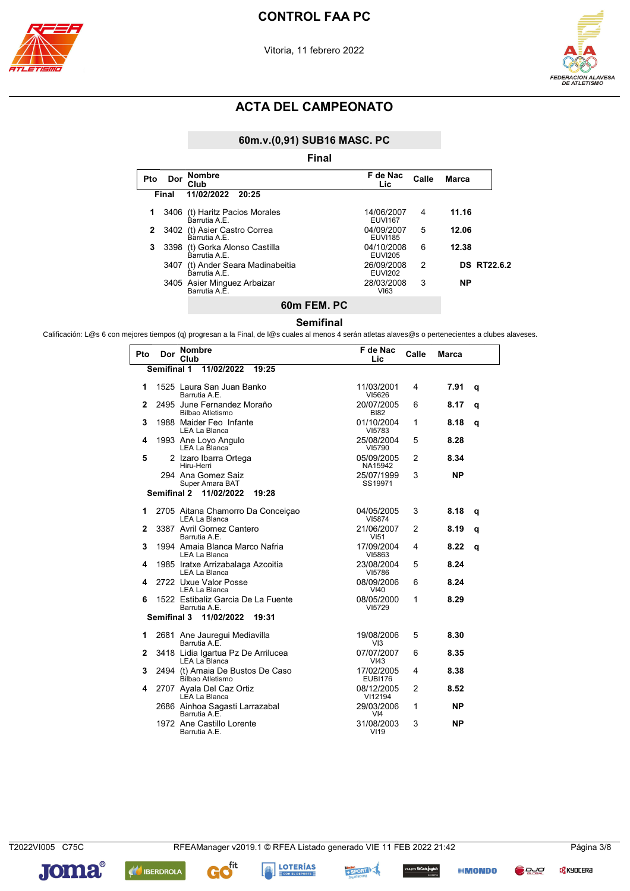# CONTROL FAA PC

Vitoria, 11 febrero 2022

## ACTA DEL CAMPEONATO

### 60m.v.(0,91) SUB16 MASC. PC

**Final**

| Pto | Dor | Nombre / Club | F de Nac / Lic | Calle | Marca |
|---|---|---|---|---|---|
| **Final** | | **11/02/2022 20:25** | | | |
| **1** | 3406 | (t) Haritz Pacios Morales<br>Barrutia A.E. | 14/06/2007<br>EUVI167 | 4 | **11.16** |
| **2** | 3402 | (t) Asier Castro Correa<br>Barrutia A.E. | 04/09/2007<br>EUVI185 | 5 | **12.06** |
| **3** | 3398 | (t) Gorka Alonso Castilla<br>Barrutia A.E. | 04/10/2008<br>EUVI205 | 6 | **12.38** |
| | 3407 | (t) Ander Seara Madinabeitia<br>Barrutia A.E. | 26/09/2008<br>EUVI202 | 2 | **DS RT22.6.2** |
| | 3405 | Asier Minguez Arbaizar<br>Barrutia A.E. | 28/03/2008<br>VI63 | 3 | **NP** |

### 60m FEM. PC

**Semifinal**

Calificación: L@s 6 con mejores tiempos (q) progresan a la Final, de l@s cuales al menos 4 serán atletas alaves@s o pertenecientes a clubes alaveses.

| Pto | Dor | Nombre / Club | F de Nac / Lic | Calle | Marca | |
|---|---|---|---|---|---|---|
| **Semifinal 1** | | **11/02/2022 19:25** | | | | |
| **1** | 1525 | Laura San Juan Banko<br>Barrutia A.E. | 11/03/2001<br>VI5626 | 4 | **7.91** | **q** |
| **2** | 2495 | June Fernandez Moraño<br>Bilbao Atletismo | 20/07/2005<br>BI82 | 6 | **8.17** | **q** |
| **3** | 1988 | Maider Feo Infante<br>LEA La Blanca | 01/10/2004<br>VI5783 | 1 | **8.18** | **q** |
| **4** | 1993 | Ane Loyo Angulo<br>LEA La Blanca | 25/08/2004<br>VI5790 | 5 | **8.28** | |
| **5** | 2 | Izaro Ibarra Ortega<br>Hiru-Herri | 05/09/2005<br>NA15942 | 2 | **8.34** | |
| | 294 | Ana Gomez Saiz<br>Super Amara BAT | 25/07/1999<br>SS19971 | 3 | **NP** | |
| **Semifinal 2** | | **11/02/2022 19:28** | | | | |
| **1** | 2705 | Aitana Chamorro Da Conceiçao<br>LEA La Blanca | 04/05/2005<br>VI5874 | 3 | **8.18** | **q** |
| **2** | 3387 | Avril Gomez Cantero<br>Barrutia A.E. | 21/06/2007<br>VI51 | 2 | **8.19** | **q** |
| **3** | 1994 | Amaia Blanca Marco Nafria<br>LEA La Blanca | 17/09/2004<br>VI5863 | 4 | **8.22** | **q** |
| **4** | 1985 | Iratxe Arrizabalaga Azcoitia<br>LEA La Blanca | 23/08/2004<br>VI5786 | 5 | **8.24** | |
| **4** | 2722 | Uxue Valor Posse<br>LEA La Blanca | 08/09/2006<br>VI40 | 6 | **8.24** | |
| **6** | 1522 | Estibaliz Garcia De La Fuente<br>Barrutia A.E. | 08/05/2000<br>VI5729 | 1 | **8.29** | |
| **Semifinal 3** | | **11/02/2022 19:31** | | | | |
| **1** | 2681 | Ane Jauregui Mediavilla<br>Barrutia A.E. | 19/08/2006<br>VI3 | 5 | **8.30** | |
| **2** | 3418 | Lidia Igartua Pz De Arrilucea<br>LEA La Blanca | 07/07/2007<br>VI43 | 6 | **8.35** | |
| **3** | 2494 | (t) Amaia De Bustos De Caso<br>Bilbao Atletismo | 17/02/2005<br>EUBI176 | 4 | **8.38** | |
| **4** | 2707 | Ayala Del Caz Ortiz<br>LEA La Blanca | 08/12/2005<br>VI12194 | 2 | **8.52** | |
| | 2686 | Ainhoa Sagasti Larrazabal<br>Barrutia A.E. | 29/03/2006<br>VI4 | 1 | **NP** | |
| | 1972 | Ane Castillo Lorente<br>Barrutia A.E. | 31/08/2003<br>VI19 | 3 | **NP** | |

T2022VI005 C75C RFEAManager v2019.1 © RFEA Listado generado VIE 11 FEB 2022 21:42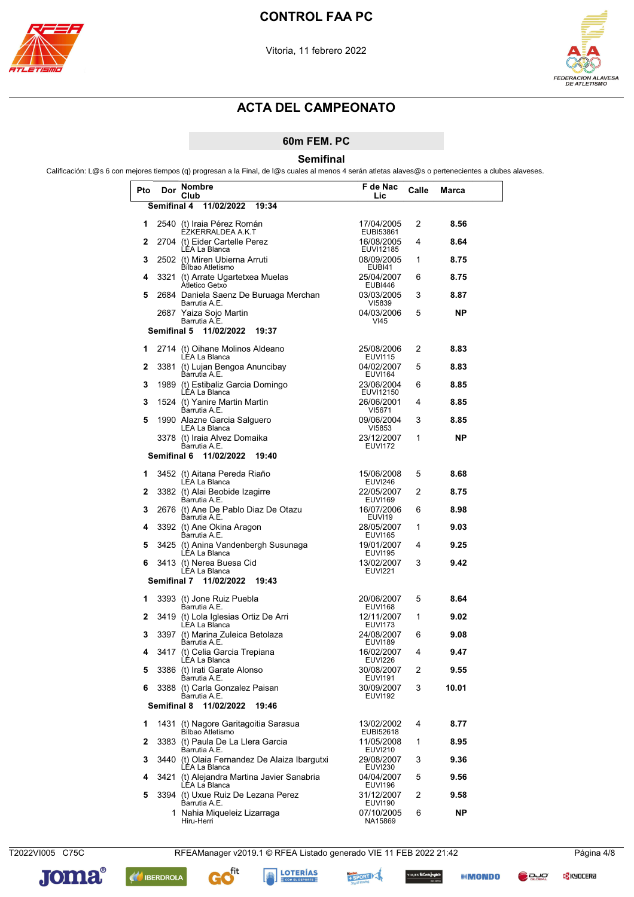# CONTROL FAA PC

Vitoria, 11 febrero 2022

## ACTA DEL CAMPEONATO

### 60m FEM. PC

### Semifinal

Calificación: L@s 6 con mejores tiempos (q) progresan a la Final, de l@s cuales al menos 4 serán atletas alaves@s o pertenecientes a clubes alaveses.

| Pto | Dor | Nombre / Club | F de Nac / Lic | Calle | Marca |
|---|---|---|---|---|---|
| **Semifinal 4** | | **11/02/2022 19:34** | | | |
| 1 | 2540 | (t) Iraia Pérez Román<br>EZKERRALDEA A.K.T | 17/04/2005<br>EUBI53861 | 2 | **8.56** |
| 2 | 2704 | (t) Eider Cartelle Perez<br>LEA La Blanca | 16/08/2005<br>EUVI12185 | 4 | **8.64** |
| 3 | 2502 | (t) Miren Ubierna Arruti<br>Bilbao Atletismo | 08/09/2005<br>EUBI41 | 1 | **8.75** |
| 4 | 3321 | (t) Arrate Ugartetxea Muelas<br>Atletico Getxo | 25/04/2007<br>EUBI446 | 6 | **8.75** |
| 5 | 2684 | Daniela Saenz De Buruaga Merchan<br>Barrutia A.E. | 03/03/2005<br>VI5839 | 3 | **8.87** |
| | 2687 | Yaiza Sojo Martin<br>Barrutia A.E. | 04/03/2006<br>VI45 | 5 | **NP** |
| **Semifinal 5** | | **11/02/2022 19:37** | | | |
| 1 | 2714 | (t) Oihane Molinos Aldeano<br>LEA La Blanca | 25/08/2006<br>EUVI115 | 2 | **8.83** |
| 2 | 3381 | (t) Lujan Bengoa Anuncibay<br>Barrutia A.E. | 04/02/2007<br>EUVI164 | 5 | **8.83** |
| 3 | 1989 | (t) Estibaliz Garcia Domingo<br>LEA La Blanca | 23/06/2004<br>EUVI12150 | 6 | **8.85** |
| 3 | 1524 | (t) Yanire Martin Martin<br>Barrutia A.E. | 26/06/2001<br>VI5671 | 4 | **8.85** |
| 5 | 1990 | Alazne Garcia Salguero<br>LEA La Blanca | 09/06/2004<br>VI5853 | 3 | **8.85** |
| | 3378 | (t) Iraia Alvez Domaika<br>Barrutia A.E. | 23/12/2007<br>EUVI172 | 1 | **NP** |
| **Semifinal 6** | | **11/02/2022 19:40** | | | |
| 1 | 3452 | (t) Aitana Pereda Riaño<br>LEA La Blanca | 15/06/2008<br>EUVI246 | 5 | **8.68** |
| 2 | 3382 | (t) Alai Beobide Izagirre<br>Barrutia A.E. | 22/05/2007<br>EUVI169 | 2 | **8.75** |
| 3 | 2676 | (t) Ane De Pablo Diaz De Otazu<br>Barrutia A.E. | 16/07/2006<br>EUVI19 | 6 | **8.98** |
| 4 | 3392 | (t) Ane Okina Aragon<br>Barrutia A.E. | 28/05/2007<br>EUVI165 | 1 | **9.03** |
| 5 | 3425 | (t) Anina Vandenbergh Susunaga<br>LEA La Blanca | 19/01/2007<br>EUVI195 | 4 | **9.25** |
| 6 | 3413 | (t) Nerea Buesa Cid<br>LEA La Blanca | 13/02/2007<br>EUVI221 | 3 | **9.42** |
| **Semifinal 7** | | **11/02/2022 19:43** | | | |
| 1 | 3393 | (t) Jone Ruiz Puebla<br>Barrutia A.E. | 20/06/2007<br>EUVI168 | 5 | **8.64** |
| 2 | 3419 | (t) Lola Iglesias Ortiz De Arri<br>LEA La Blanca | 12/11/2007<br>EUVI173 | 1 | **9.02** |
| 3 | 3397 | (t) Marina Zuleica Betolaza<br>Barrutia A.E. | 24/08/2007<br>EUVI189 | 6 | **9.08** |
| 4 | 3417 | (t) Celia Garcia Trepiana<br>LEA La Blanca | 16/02/2007<br>EUVI226 | 4 | **9.47** |
| 5 | 3386 | (t) Irati Garate Alonso<br>Barrutia A.E. | 30/08/2007<br>EUVI191 | 2 | **9.55** |
| 6 | 3388 | (t) Carla Gonzalez Paisan<br>Barrutia A.E. | 30/09/2007<br>EUVI192 | 3 | **10.01** |
| **Semifinal 8** | | **11/02/2022 19:46** | | | |
| 1 | 1431 | (t) Nagore Garitagoitia Sarasua<br>Bilbao Atletismo | 13/02/2002<br>EUBI52618 | 4 | **8.77** |
| 2 | 3383 | (t) Paula De La Llera Garcia<br>Barrutia A.E. | 11/05/2008<br>EUVI210 | 1 | **8.95** |
| 3 | 3440 | (t) Olaia Fernandez De Alaiza Ibargutxi<br>LEA La Blanca | 29/08/2007<br>EUVI230 | 3 | **9.36** |
| 4 | 3421 | (t) Alejandra Martina Javier Sanabria<br>LEA La Blanca | 04/04/2007<br>EUVI196 | 5 | **9.56** |
| 5 | 3394 | (t) Uxue Ruiz De Lezana Perez<br>Barrutia A.E. | 31/12/2007<br>EUVI190 | 2 | **9.58** |
| | 1 | Nahia Miqueleiz Lizarraga<br>Hiru-Herri | 07/10/2005<br>NA15869 | 6 | **NP** |

T2022VI005 C75C — RFEAManager v2019.1 © RFEA Listado generado VIE 11 FEB 2022 21:42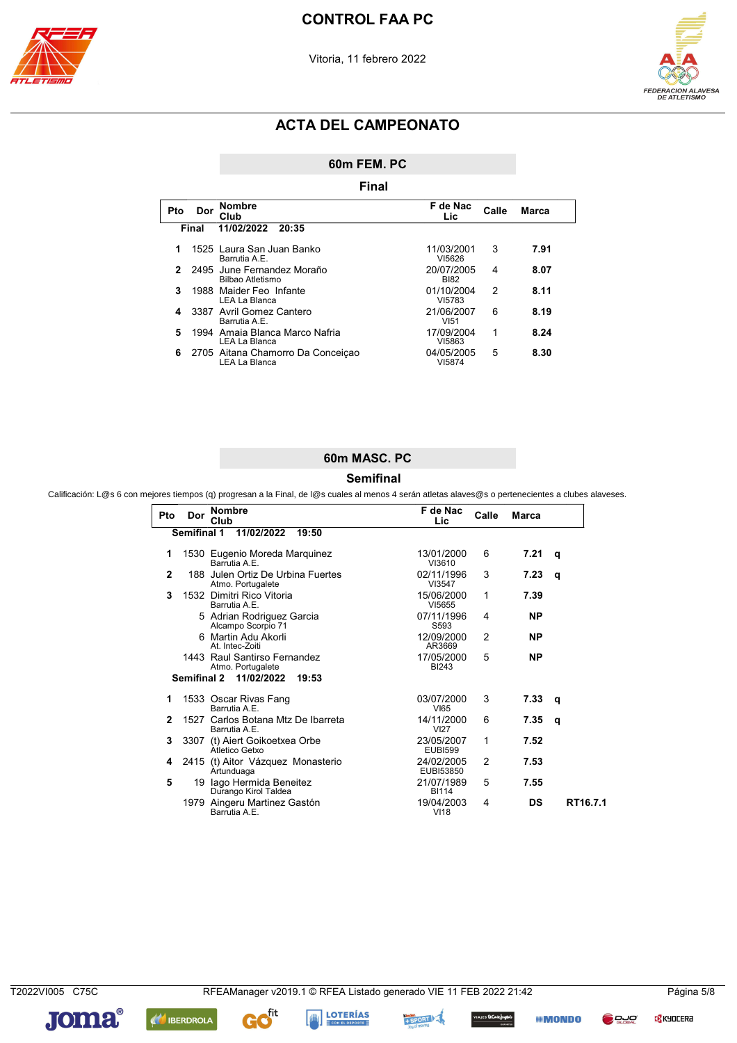# CONTROL FAA PC

Vitoria, 11 febrero 2022

## ACTA DEL CAMPEONATO

### 60m FEM. PC

**Final**

| Pto | Dor | Nombre / Club | F de Nac / Lic | Calle | Marca | |
|---|---|---|---|---|---|---|
| **Final** | | **11/02/2022 20:35** | | | | |
| 1 | 1525 | Laura San Juan Banko / Barrutia A.E. | 11/03/2001 / VI5626 | 3 | **7.91** | |
| 2 | 2495 | June Fernandez Moraño / Bilbao Atletismo | 20/07/2005 / BI82 | 4 | **8.07** | |
| 3 | 1988 | Maider Feo Infante / LEA La Blanca | 01/10/2004 / VI5783 | 2 | **8.11** | |
| 4 | 3387 | Avril Gomez Cantero / Barrutia A.E. | 21/06/2007 / VI51 | 6 | **8.19** | |
| 5 | 1994 | Amaia Blanca Marco Nafria / LEA La Blanca | 17/09/2004 / VI5863 | 1 | **8.24** | |
| 6 | 2705 | Aitana Chamorro Da Conceiçao / LEA La Blanca | 04/05/2005 / VI5874 | 5 | **8.30** | |

### 60m MASC. PC

**Semifinal**

Calificación: L@s 6 con mejores tiempos (q) progresan a la Final, de l@s cuales al menos 4 serán atletas alaves@s o pertenecientes a clubes alaveses.

| Pto | Dor | Nombre / Club | F de Nac / Lic | Calle | Marca | | |
|---|---|---|---|---|---|---|---|
| **Semifinal 1** | | **11/02/2022 19:50** | | | | | |
| 1 | 1530 | Eugenio Moreda Marquinez / Barrutia A.E. | 13/01/2000 / VI3610 | 6 | **7.21** | **q** | |
| 2 | 188 | Julen Ortiz De Urbina Fuertes / Atmo. Portugalete | 02/11/1996 / VI3547 | 3 | **7.23** | **q** | |
| 3 | 1532 | Dimitri Rico Vitoria / Barrutia A.E. | 15/06/2000 / VI5655 | 1 | **7.39** | | |
| | 5 | Adrian Rodriguez Garcia / Alcampo Scorpio 71 | 07/11/1996 / S593 | 4 | **NP** | | |
| | 6 | Martin Adu Akorli / At. Intec-Zoiti | 12/09/2000 / AR3669 | 2 | **NP** | | |
| | 1443 | Raul Santirso Fernandez / Atmo. Portugalete | 17/05/2000 / BI243 | 5 | **NP** | | |
| **Semifinal 2** | | **11/02/2022 19:53** | | | | | |
| 1 | 1533 | Oscar Rivas Fang / Barrutia A.E. | 03/07/2000 / VI65 | 3 | **7.33** | **q** | |
| 2 | 1527 | Carlos Botana Mtz De Ibarreta / Barrutia A.E. | 14/11/2000 / VI27 | 6 | **7.35** | **q** | |
| 3 | 3307 | (t) Aiert Goikoetxea Orbe / Atletico Getxo | 23/05/2007 / EUBI599 | 1 | **7.52** | | |
| 4 | 2415 | (t) Aitor Vázquez Monasterio / Artunduaga | 24/02/2005 / EUBI53850 | 2 | **7.53** | | |
| 5 | 19 | Iago Hermida Beneitez / Durango Kirol Taldea | 21/07/1989 / BI114 | 5 | **7.55** | | |
| | 1979 | Aingeru Martinez Gastón / Barrutia A.E. | 19/04/2003 / VI18 | 4 | **DS** | | **RT16.7.1** |

T2022VI005 C75C RFEAManager v2019.1 © RFEA Listado generado VIE 11 FEB 2022 21:42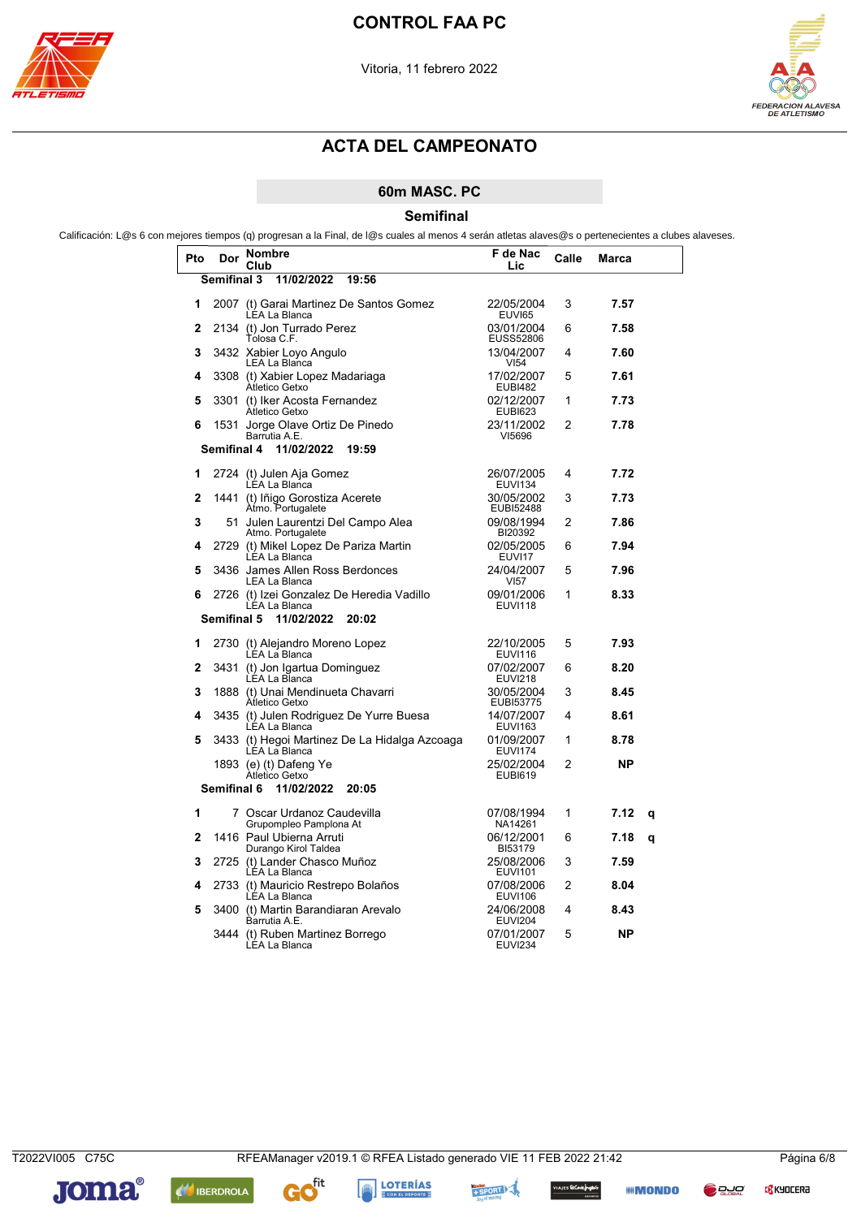# CONTROL FAA PC

Vitoria, 11 febrero 2022

## ACTA DEL CAMPEONATO

### 60m MASC. PC

### Semifinal

Calificación: L@s 6 con mejores tiempos (q) progresan a la Final, de l@s cuales al menos 4 serán atletas alaves@s o pertenecientes a clubes alaveses.

| Pto | Dor | Nombre / Club | F de Nac / Lic | Calle | Marca | |
|---|---|---|---|---|---|---|
| **Semifinal 3** | | **11/02/2022 19:56** | | | | |
| 1 | 2007 | (t) Garai Martinez De Santos Gomez<br>LEA La Blanca | 22/05/2004<br>EUVI65 | 3 | **7.57** | |
| 2 | 2134 | (t) Jon Turrado Perez<br>Tolosa C.F. | 03/01/2004<br>EUSS52806 | 6 | **7.58** | |
| 3 | 3432 | Xabier Loyo Angulo<br>LEA La Blanca | 13/04/2007<br>VI54 | 4 | **7.60** | |
| 4 | 3308 | (t) Xabier Lopez Madariaga<br>Atletico Getxo | 17/02/2007<br>EUBI482 | 5 | **7.61** | |
| 5 | 3301 | (t) Iker Acosta Fernandez<br>Atletico Getxo | 02/12/2007<br>EUBI623 | 1 | **7.73** | |
| 6 | 1531 | Jorge Olave Ortiz De Pinedo<br>Barrutia A.E. | 23/11/2002<br>VI5696 | 2 | **7.78** | |
| **Semifinal 4** | | **11/02/2022 19:59** | | | | |
| 1 | 2724 | (t) Julen Aja Gomez<br>LEA La Blanca | 26/07/2005<br>EUVI134 | 4 | **7.72** | |
| 2 | 1441 | (t) Iñigo Gorostiza Acerete<br>Atmo. Portugalete | 30/05/2002<br>EUBI52488 | 3 | **7.73** | |
| 3 | 51 | Julen Laurentzi Del Campo Alea<br>Atmo. Portugalete | 09/08/1994<br>BI20392 | 2 | **7.86** | |
| 4 | 2729 | (t) Mikel Lopez De Pariza Martin<br>LEA La Blanca | 02/05/2005<br>EUVI17 | 6 | **7.94** | |
| 5 | 3436 | James Allen Ross Berdonces<br>LEA La Blanca | 24/04/2007<br>VI57 | 5 | **7.96** | |
| 6 | 2726 | (t) Izei Gonzalez De Heredia Vadillo<br>LEA La Blanca | 09/01/2006<br>EUVI118 | 1 | **8.33** | |
| **Semifinal 5** | | **11/02/2022 20:02** | | | | |
| 1 | 2730 | (t) Alejandro Moreno Lopez<br>LEA La Blanca | 22/10/2005<br>EUVI116 | 5 | **7.93** | |
| 2 | 3431 | (t) Jon Igartua Dominguez<br>LEA La Blanca | 07/02/2007<br>EUVI218 | 6 | **8.20** | |
| 3 | 1888 | (t) Unai Mendinueta Chavarri<br>Atletico Getxo | 30/05/2004<br>EUBI53775 | 3 | **8.45** | |
| 4 | 3435 | (t) Julen Rodriguez De Yurre Buesa<br>LEA La Blanca | 14/07/2007<br>EUVI163 | 4 | **8.61** | |
| 5 | 3433 | (t) Hegoi Martinez De La Hidalga Azcoaga<br>LEA La Blanca | 01/09/2007<br>EUVI174 | 1 | **8.78** | |
| | 1893 | (e) (t) Dafeng Ye<br>Atletico Getxo | 25/02/2004<br>EUBI619 | 2 | **NP** | |
| **Semifinal 6** | | **11/02/2022 20:05** | | | | |
| 1 | 7 | Oscar Urdanoz Caudevilla<br>Grupompleo Pamplona At | 07/08/1994<br>NA14261 | 1 | **7.12** | **q** |
| 2 | 1416 | Paul Ubierna Arruti<br>Durango Kirol Taldea | 06/12/2001<br>BI53179 | 6 | **7.18** | **q** |
| 3 | 2725 | (t) Lander Chasco Muñoz<br>LEA La Blanca | 25/08/2006<br>EUVI101 | 3 | **7.59** | |
| 4 | 2733 | (t) Mauricio Restrepo Bolaños<br>LEA La Blanca | 07/08/2006<br>EUVI106 | 2 | **8.04** | |
| 5 | 3400 | (t) Martin Barandiaran Arevalo<br>Barrutia A.E. | 24/06/2008<br>EUVI204 | 4 | **8.43** | |
| | 3444 | (t) Ruben Martinez Borrego<br>LEA La Blanca | 07/01/2007<br>EUVI234 | 5 | **NP** | |

T2022VI005 C75C RFEAManager v2019.1 © RFEA Listado generado VIE 11 FEB 2022 21:42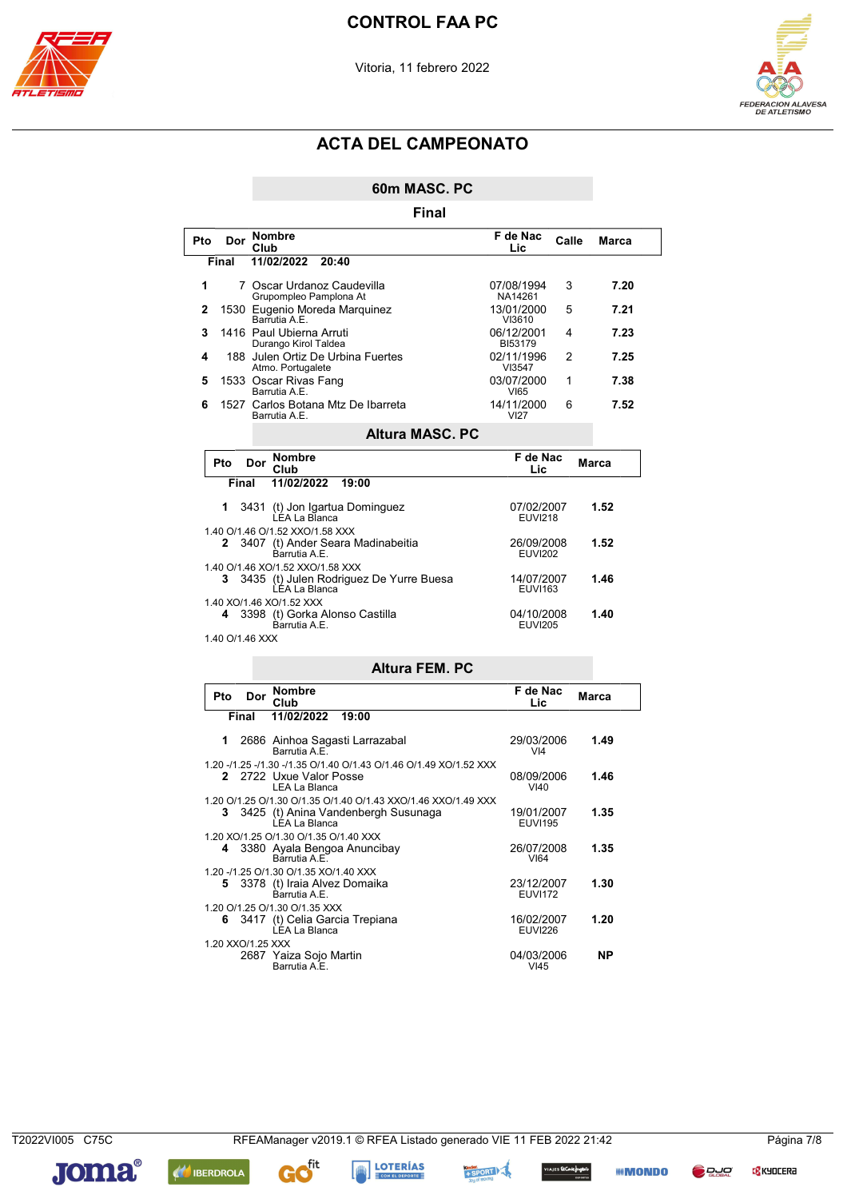# CONTROL FAA PC

Vitoria, 11 febrero 2022

## ACTA DEL CAMPEONATO

### 60m MASC. PC

**Final**

| Pto | Dor | Nombre / Club | F de Nac / Lic | Calle | Marca |
|---|---|---|---|---|---|
| **Final** | | **11/02/2022 20:40** | | | |
| **1** | 7 | Oscar Urdanoz Caudevilla / Grupompleo Pamplona At | 07/08/1994 / NA14261 | 3 | **7.20** |
| **2** | 1530 | Eugenio Moreda Marquinez / Barrutia A.E. | 13/01/2000 / VI3610 | 5 | **7.21** |
| **3** | 1416 | Paul Ubierna Arruti / Durango Kirol Taldea | 06/12/2001 / BI53179 | 4 | **7.23** |
| **4** | 188 | Julen Ortiz De Urbina Fuertes / Atmo. Portugalete | 02/11/1996 / VI3547 | 2 | **7.25** |
| **5** | 1533 | Oscar Rivas Fang / Barrutia A.E. | 03/07/2000 / VI65 | 1 | **7.38** |
| **6** | 1527 | Carlos Botana Mtz De Ibarreta / Barrutia A.E. | 14/11/2000 / VI27 | 6 | **7.52** |

### Altura MASC. PC

| Pto | Dor | Nombre / Club | F de Nac / Lic | Marca |
|---|---|---|---|---|
| **Final** | | **11/02/2022 19:00** | | |
| **1** | 3431 | (t) Jon Igartua Dominguez / LEA La Blanca | 07/02/2007 / EUVI218 | **1.52** |
| | | 1.40 O/1.46 O/1.52 XXO/1.58 XXX | | |
| **2** | 3407 | (t) Ander Seara Madinabeitia / Barrutia A.E. | 26/09/2008 / EUVI202 | **1.52** |
| | | 1.40 O/1.46 XO/1.52 XXO/1.58 XXX | | |
| **3** | 3435 | (t) Julen Rodriguez De Yurre Buesa / LEA La Blanca | 14/07/2007 / EUVI163 | **1.46** |
| | | 1.40 XO/1.46 XO/1.52 XXX | | |
| **4** | 3398 | (t) Gorka Alonso Castilla / Barrutia A.E. | 04/10/2008 / EUVI205 | **1.40** |
| | | 1.40 O/1.46 XXX | | |

### Altura FEM. PC

| Pto | Dor | Nombre / Club | F de Nac / Lic | Marca |
|---|---|---|---|---|
| **Final** | | **11/02/2022 19:00** | | |
| **1** | 2686 | Ainhoa Sagasti Larrazabal / Barrutia A.E. | 29/03/2006 / VI4 | **1.49** |
| | | 1.20 -/1.25 -/1.30 -/1.35 O/1.40 O/1.43 O/1.46 O/1.49 XO/1.52 XXX | | |
| **2** | 2722 | Uxue Valor Posse / LEA La Blanca | 08/09/2006 / VI40 | **1.46** |
| | | 1.20 O/1.25 O/1.30 O/1.35 O/1.40 O/1.43 XXO/1.46 XXO/1.49 XXX | | |
| **3** | 3425 | (t) Anina Vandenbergh Susunaga / LEA La Blanca | 19/01/2007 / EUVI195 | **1.35** |
| | | 1.20 XO/1.25 O/1.30 O/1.35 O/1.40 XXX | | |
| **4** | 3380 | Ayala Bengoa Anuncibay / Barrutia A.E. | 26/07/2008 / VI64 | **1.35** |
| | | 1.20 -/1.25 O/1.30 O/1.35 XO/1.40 XXX | | |
| **5** | 3378 | (t) Iraia Alvez Domaika / Barrutia A.E. | 23/12/2007 / EUVI172 | **1.30** |
| | | 1.20 O/1.25 O/1.30 O/1.35 XXX | | |
| **6** | 3417 | (t) Celia Garcia Trepiana / LEA La Blanca | 16/02/2007 / EUVI226 | **1.20** |
| | | 1.20 XXO/1.25 XXX | | |
| | 2687 | Yaiza Sojo Martin / Barrutia A.E. | 04/03/2006 / VI45 | **NP** |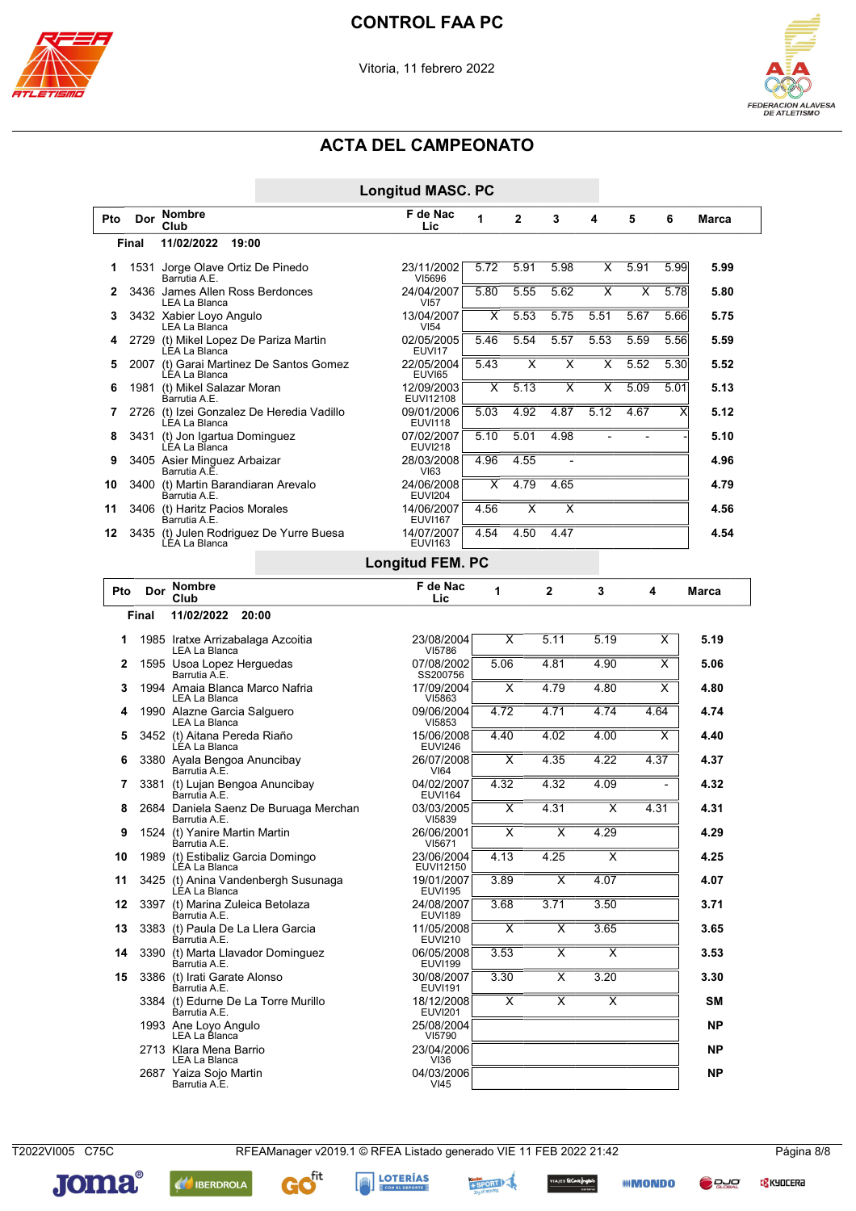# CONTROL FAA PC

Vitoria, 11 febrero 2022

## ACTA DEL CAMPEONATO

### Longitud MASC. PC

**Final 11/02/2022 19:00**

| Pto | Dor | Nombre / Club | F de Nac / Lic | 1 | 2 | 3 | 4 | 5 | 6 | Marca |
|---|---|---|---|---|---|---|---|---|---|---|
| 1 | 1531 | Jorge Olave Ortiz De Pinedo / Barrutia A.E. | 23/11/2002 / VI5696 | 5.72 | 5.91 | 5.98 | X | 5.91 | 5.99 | **5.99** |
| 2 | 3436 | James Allen Ross Berdonces / LEA La Blanca | 24/04/2007 / VI57 | 5.80 | 5.55 | 5.62 | X | X | 5.78 | **5.80** |
| 3 | 3432 | Xabier Loyo Angulo / LEA La Blanca | 13/04/2007 / VI54 | X | 5.53 | 5.75 | 5.51 | 5.67 | 5.66 | **5.75** |
| 4 | 2729 | (t) Mikel Lopez De Pariza Martin / LEA La Blanca | 02/05/2005 / EUVI17 | 5.46 | 5.54 | 5.57 | 5.53 | 5.59 | 5.56 | **5.59** |
| 5 | 2007 | (t) Garai Martinez De Santos Gomez / LEA La Blanca | 22/05/2004 / EUVI65 | 5.43 | X | X | X | 5.52 | 5.30 | **5.52** |
| 6 | 1981 | (t) Mikel Salazar Moran / Barrutia A.E. | 12/09/2003 / EUVI12108 | X | 5.13 | X | X | 5.09 | 5.01 | **5.13** |
| 7 | 2726 | (t) Izei Gonzalez De Heredia Vadillo / LEA La Blanca | 09/01/2006 / EUVI118 | 5.03 | 4.92 | 4.87 | 5.12 | 4.67 | X | **5.12** |
| 8 | 3431 | (t) Jon Igartua Dominguez / LEA La Blanca | 07/02/2007 / EUVI218 | 5.10 | 5.01 | 4.98 | - | - | - | **5.10** |
| 9 | 3405 | Asier Minguez Arbaizar / Barrutia A.E. | 28/03/2008 / VI63 | 4.96 | 4.55 | - | | | | **4.96** |
| 10 | 3400 | (t) Martin Barandiaran Arevalo / Barrutia A.E. | 24/06/2008 / EUVI204 | X | 4.79 | 4.65 | | | | **4.79** |
| 11 | 3406 | (t) Haritz Pacios Morales / Barrutia A.E. | 14/06/2007 / EUVI167 | 4.56 | X | X | | | | **4.56** |
| 12 | 3435 | (t) Julen Rodriguez De Yurre Buesa / LEA La Blanca | 14/07/2007 / EUVI163 | 4.54 | 4.50 | 4.47 | | | | **4.54** |

### Longitud FEM. PC

**Final 11/02/2022 20:00**

| Pto | Dor | Nombre / Club | F de Nac / Lic | 1 | 2 | 3 | 4 | Marca |
|---|---|---|---|---|---|---|---|---|
| 1 | 1985 | Iratxe Arrizabalaga Azcoitia / LEA La Blanca | 23/08/2004 / VI5786 | X | 5.11 | 5.19 | X | **5.19** |
| 2 | 1595 | Usoa Lopez Herguedas / Barrutia A.E. | 07/08/2002 / SS200756 | 5.06 | 4.81 | 4.90 | X | **5.06** |
| 3 | 1994 | Amaia Blanca Marco Nafria / LEA La Blanca | 17/09/2004 / VI5863 | X | 4.79 | 4.80 | X | **4.80** |
| 4 | 1990 | Alazne Garcia Salguero / LEA La Blanca | 09/06/2004 / VI5853 | 4.72 | 4.71 | 4.74 | 4.64 | **4.74** |
| 5 | 3452 | (t) Aitana Pereda Riaño / LEA La Blanca | 15/06/2008 / EUVI246 | 4.40 | 4.02 | 4.00 | X | **4.40** |
| 6 | 3380 | Ayala Bengoa Anuncibay / Barrutia A.E. | 26/07/2008 / VI64 | X | 4.35 | 4.22 | 4.37 | **4.37** |
| 7 | 3381 | (t) Lujan Bengoa Anuncibay / Barrutia A.E. | 04/02/2007 / EUVI164 | 4.32 | 4.32 | 4.09 | - | **4.32** |
| 8 | 2684 | Daniela Saenz De Buruaga Merchan / Barrutia A.E. | 03/03/2005 / VI5839 | X | 4.31 | X | 4.31 | **4.31** |
| 9 | 1524 | (t) Yanire Martin Martin / Barrutia A.E. | 26/06/2001 / VI5671 | X | X | 4.29 | | **4.29** |
| 10 | 1989 | (t) Estibaliz Garcia Domingo / LEA La Blanca | 23/06/2004 / EUVI12150 | 4.13 | 4.25 | X | | **4.25** |
| 11 | 3425 | (t) Anina Vandenbergh Susunaga / LEA La Blanca | 19/01/2007 / EUVI195 | 3.89 | X | 4.07 | | **4.07** |
| 12 | 3397 | (t) Marina Zuleica Betolaza / Barrutia A.E. | 24/08/2007 / EUVI189 | 3.68 | 3.71 | 3.50 | | **3.71** |
| 13 | 3383 | (t) Paula De La Llera Garcia / Barrutia A.E. | 11/05/2008 / EUVI210 | X | X | 3.65 | | **3.65** |
| 14 | 3390 | (t) Marta Llavador Dominguez / Barrutia A.E. | 06/05/2008 / EUVI199 | 3.53 | X | X | | **3.53** |
| 15 | 3386 | (t) Irati Garate Alonso / Barrutia A.E. | 30/08/2007 / EUVI191 | 3.30 | X | 3.20 | | **3.30** |
| | 3384 | (t) Edurne De La Torre Murillo / Barrutia A.E. | 18/12/2008 / EUVI201 | X | X | X | | **SM** |
| | 1993 | Ane Loyo Angulo / LEA La Blanca | 25/08/2004 / VI5790 | | | | | **NP** |
| | 2713 | Klara Mena Barrio / LEA La Blanca | 23/04/2006 / VI36 | | | | | **NP** |
| | 2687 | Yaiza Sojo Martin / Barrutia A.E. | 04/03/2006 / VI45 | | | | | **NP** |

T2022VI005 C75C RFEAManager v2019.1 © RFEA Listado generado VIE 11 FEB 2022 21:42